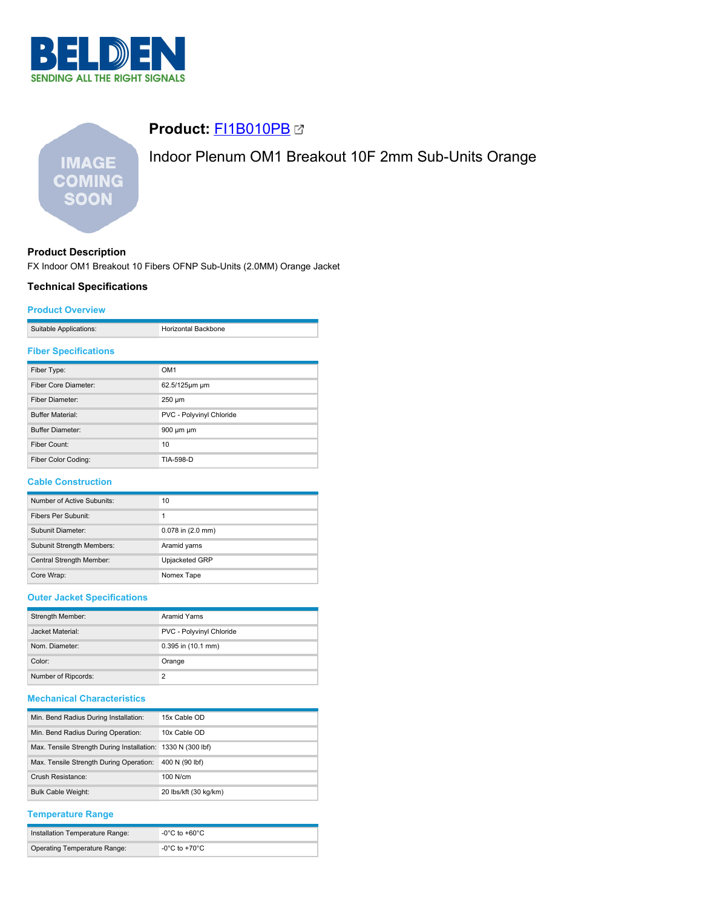# Product: FI1B010PB

## Indoor Plenum OM1 Breakout 10F 2mm Sub-Units Orange

### Product Description

FX Indoor OM1 Breakout 10 Fibers OFNP Sub-Units (2.0MM) Orange Jacket

### Technical Specifications

#### Product Overview

| | |
|---|---|
| Suitable Applications: | Horizontal Backbone |

#### Fiber Specifications

| | |
|---|---|
| Fiber Type: | OM1 |
| Fiber Core Diameter: | 62.5/125µm µm |
| Fiber Diameter: | 250 µm |
| Buffer Material: | PVC - Polyvinyl Chloride |
| Buffer Diameter: | 900 µm µm |
| Fiber Count: | 10 |
| Fiber Color Coding: | TIA-598-D |

#### Cable Construction

| | |
|---|---|
| Number of Active Subunits: | 10 |
| Fibers Per Subunit: | 1 |
| Subunit Diameter: | 0.078 in (2.0 mm) |
| Subunit Strength Members: | Aramid yarns |
| Central Strength Member: | Upjacketed GRP |
| Core Wrap: | Nomex Tape |

#### Outer Jacket Specifications

| | |
|---|---|
| Strength Member: | Aramid Yarns |
| Jacket Material: | PVC - Polyvinyl Chloride |
| Nom. Diameter: | 0.395 in (10.1 mm) |
| Color: | Orange |
| Number of Ripcords: | 2 |

#### Mechanical Characteristics

| | |
|---|---|
| Min. Bend Radius During Installation: | 15x Cable OD |
| Min. Bend Radius During Operation: | 10x Cable OD |
| Max. Tensile Strength During Installation: | 1330 N (300 lbf) |
| Max. Tensile Strength During Operation: | 400 N (90 lbf) |
| Crush Resistance: | 100 N/cm |
| Bulk Cable Weight: | 20 lbs/kft (30 kg/km) |

#### Temperature Range

| | |
|---|---|
| Installation Temperature Range: | -0°C to +60°C |
| Operating Temperature Range: | -0°C to +70°C |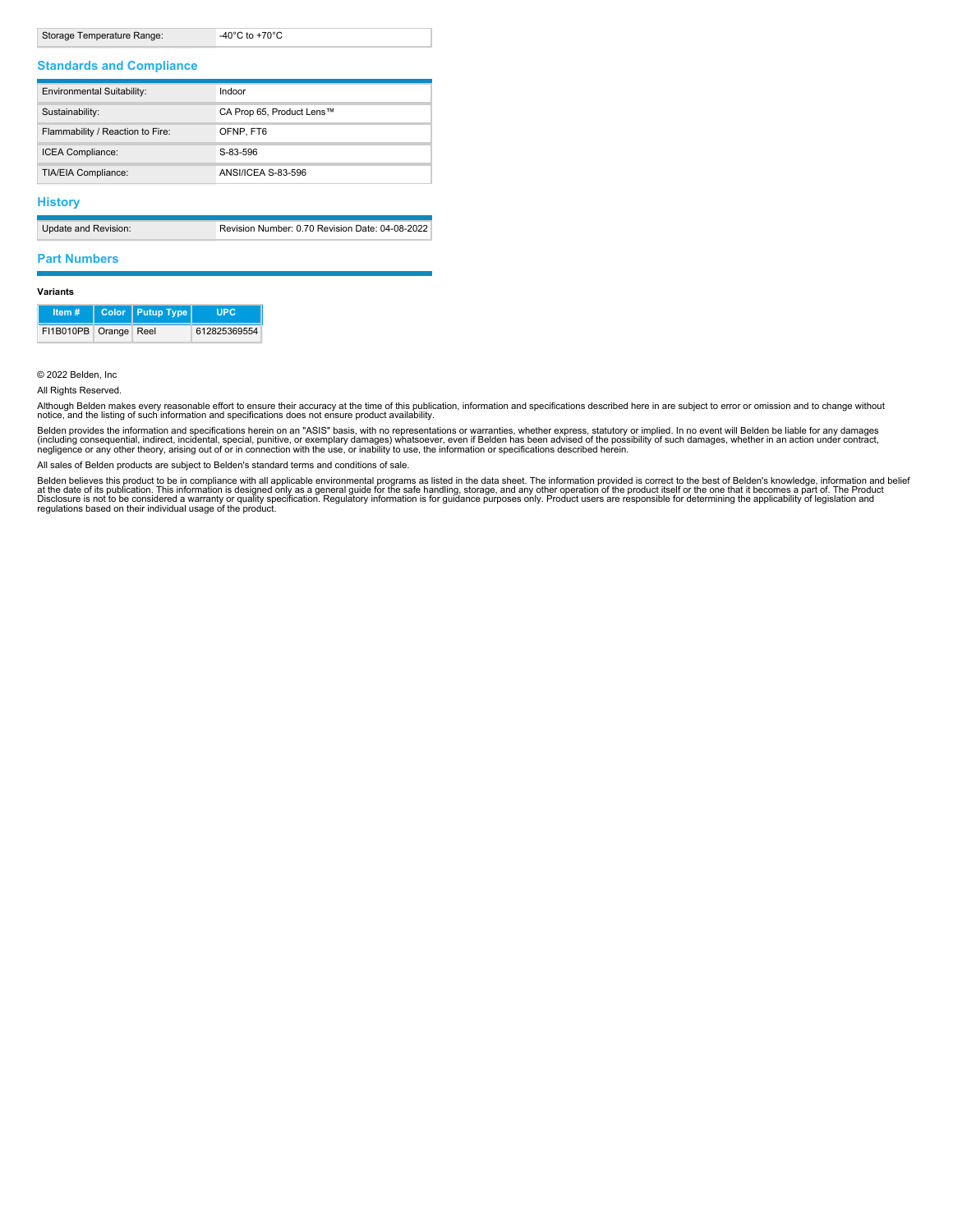| | |
|---|---|
| Storage Temperature Range: | -40°C to +70°C |

## Standards and Compliance

| | |
|---|---|
| Environmental Suitability: | Indoor |
| Sustainability: | CA Prop 65, Product Lens™ |
| Flammability / Reaction to Fire: | OFNP, FT6 |
| ICEA Compliance: | S-83-596 |
| TIA/EIA Compliance: | ANSI/ICEA S-83-596 |

## History

| | |
|---|---|
| Update and Revision: | Revision Number: 0.70 Revision Date: 04-08-2022 |

## Part Numbers

**Variants**

| Item # | Color | Putup Type | UPC |
|---|---|---|---|
| FI1B010PB | Orange | Reel | 612825369554 |

© 2022 Belden, Inc

All Rights Reserved.

Although Belden makes every reasonable effort to ensure their accuracy at the time of this publication, information and specifications described here in are subject to error or omission and to change without notice, and the listing of such information and specifications does not ensure product availability.

Belden provides the information and specifications herein on an "ASIS" basis, with no representations or warranties, whether express, statutory or implied. In no event will Belden be liable for any damages (including consequential, indirect, incidental, special, punitive, or exemplary damages) whatsoever, even if Belden has been advised of the possibility of such damages, whether in an action under contract, negligence or any other theory, arising out of or in connection with the use, or inability to use, the information or specifications described herein.

All sales of Belden products are subject to Belden's standard terms and conditions of sale.

Belden believes this product to be in compliance with all applicable environmental programs as listed in the data sheet. The information provided is correct to the best of Belden's knowledge, information and belief at the date of its publication. This information is designed only as a general guide for the safe handling, storage, and any other operation of the product itself or the one that it becomes a part of. The Product Disclosure is not to be considered a warranty or quality specification. Regulatory information is for guidance purposes only. Product users are responsible for determining the applicability of legislation and regulations based on their individual usage of the product.